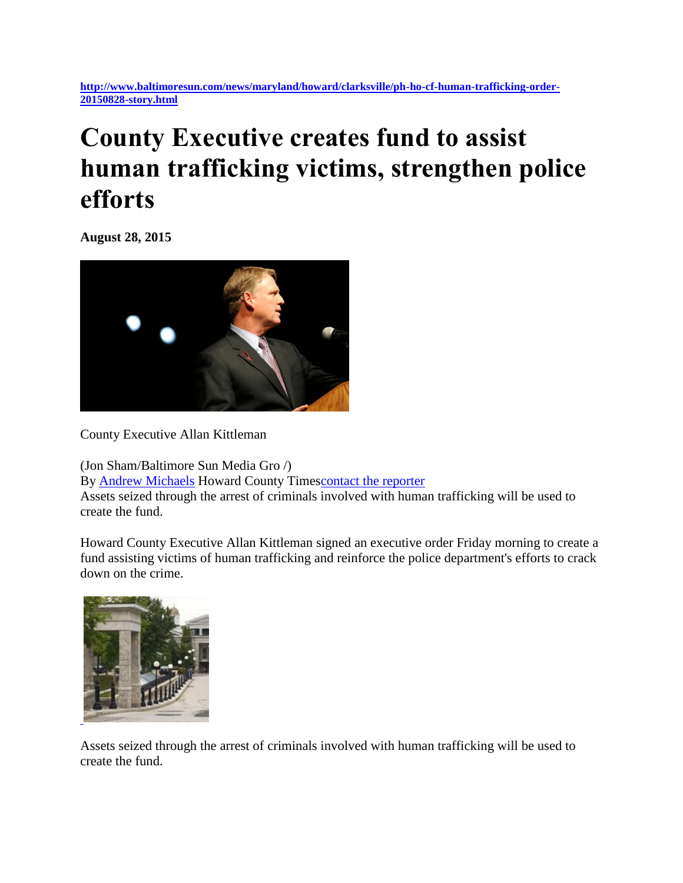http://www.baltimoresun.com/news/maryland/howard/clarksville/ph-ho-cf-human-trafficking-order-20150828-story.html

# County Executive creates fund to assist human trafficking victims, strengthen police efforts

**August 28, 2015**

County Executive Allan Kittleman

(Jon Sham/Baltimore Sun Media Gro /)

By Andrew Michaels Howard County Timescontact the reporter

Assets seized through the arrest of criminals involved with human trafficking will be used to create the fund.

Howard County Executive Allan Kittleman signed an executive order Friday morning to create a fund assisting victims of human trafficking and reinforce the police department's efforts to crack down on the crime.

Assets seized through the arrest of criminals involved with human trafficking will be used to create the fund.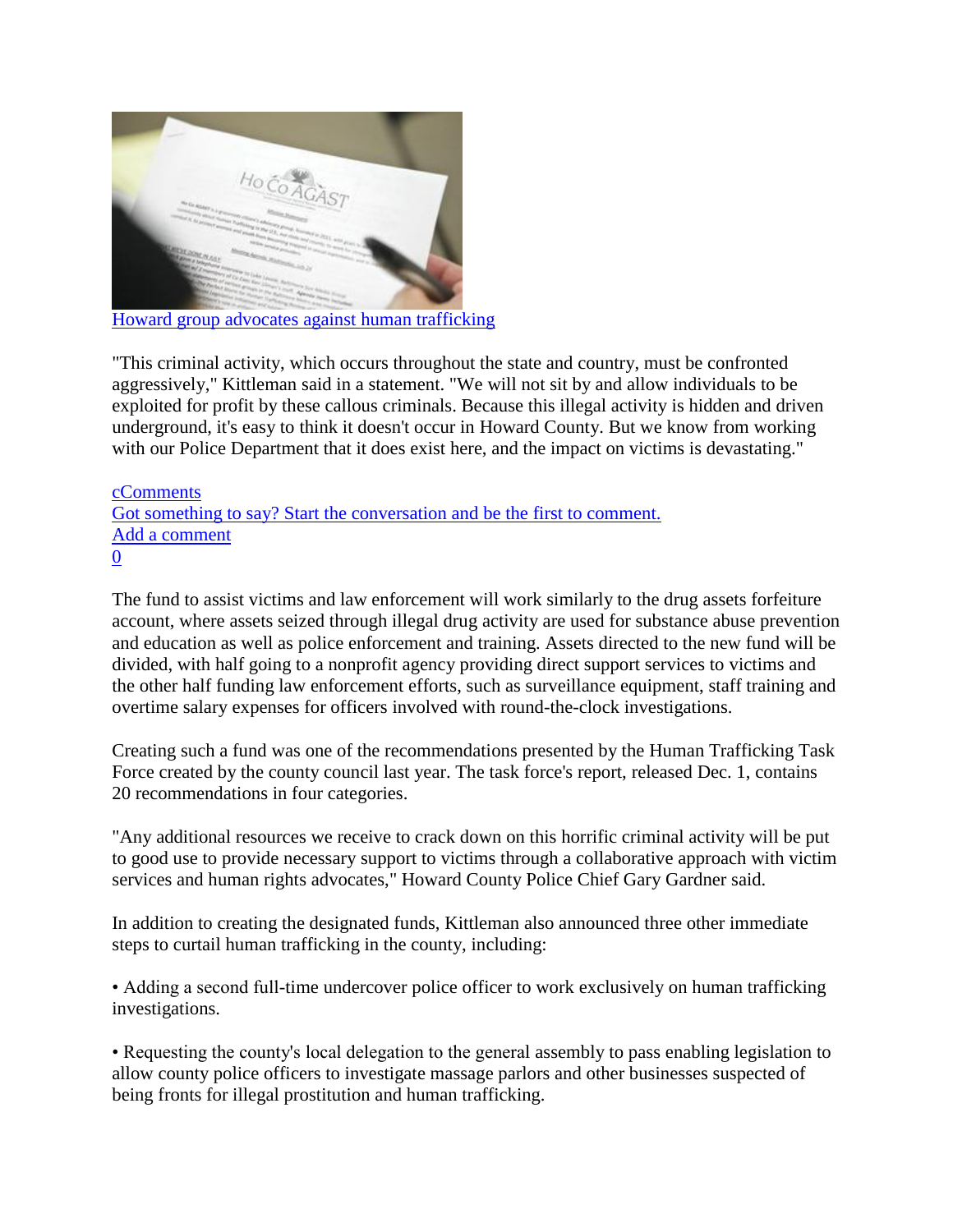Howard group advocates against human trafficking

"This criminal activity, which occurs throughout the state and country, must be confronted aggressively," Kittleman said in a statement. "We will not sit by and allow individuals to be exploited for profit by these callous criminals. Because this illegal activity is hidden and driven underground, it's easy to think it doesn't occur in Howard County. But we know from working with our Police Department that it does exist here, and the impact on victims is devastating."

cComments
Got something to say? Start the conversation and be the first to comment.
Add a comment
0

The fund to assist victims and law enforcement will work similarly to the drug assets forfeiture account, where assets seized through illegal drug activity are used for substance abuse prevention and education as well as police enforcement and training. Assets directed to the new fund will be divided, with half going to a nonprofit agency providing direct support services to victims and the other half funding law enforcement efforts, such as surveillance equipment, staff training and overtime salary expenses for officers involved with round-the-clock investigations.

Creating such a fund was one of the recommendations presented by the Human Trafficking Task Force created by the county council last year. The task force's report, released Dec. 1, contains 20 recommendations in four categories.

"Any additional resources we receive to crack down on this horrific criminal activity will be put to good use to provide necessary support to victims through a collaborative approach with victim services and human rights advocates," Howard County Police Chief Gary Gardner said.

In addition to creating the designated funds, Kittleman also announced three other immediate steps to curtail human trafficking in the county, including:

• Adding a second full-time undercover police officer to work exclusively on human trafficking investigations.

• Requesting the county's local delegation to the general assembly to pass enabling legislation to allow county police officers to investigate massage parlors and other businesses suspected of being fronts for illegal prostitution and human trafficking.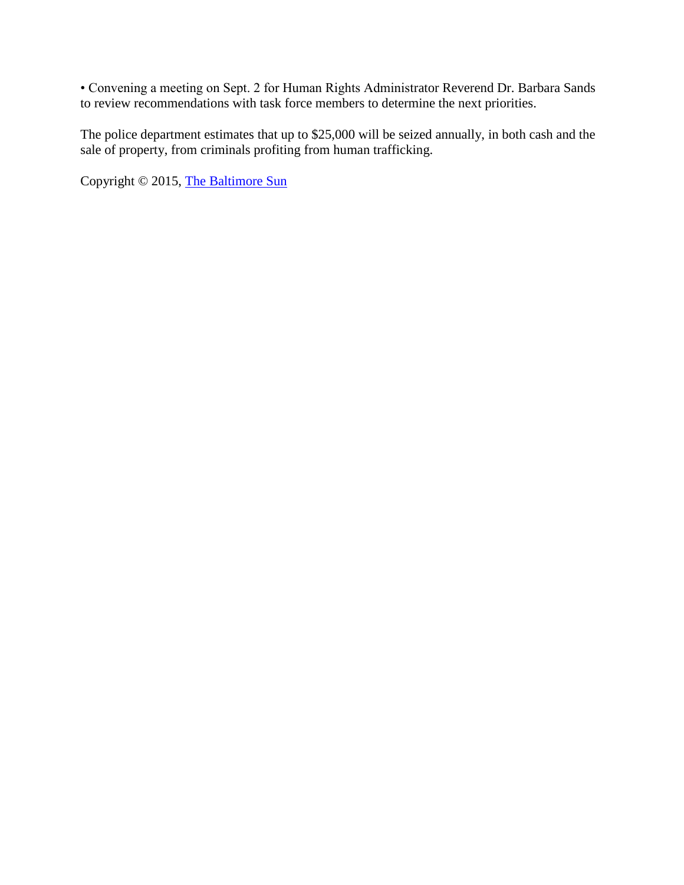• Convening a meeting on Sept. 2 for Human Rights Administrator Reverend Dr. Barbara Sands to review recommendations with task force members to determine the next priorities.

The police department estimates that up to $25,000 will be seized annually, in both cash and the sale of property, from criminals profiting from human trafficking.

Copyright © 2015, [The Baltimore Sun]